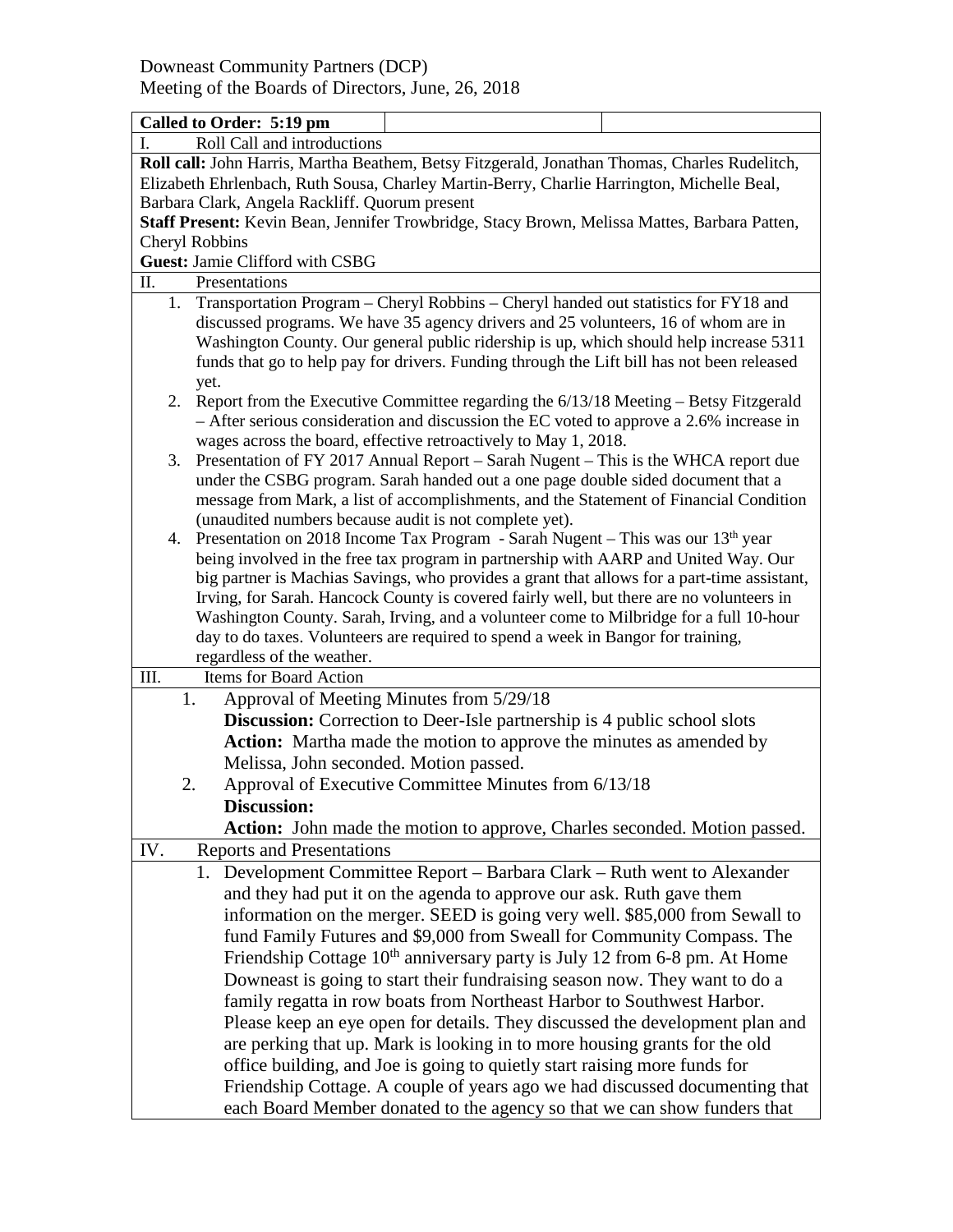Downeast Community Partners (DCP)
Meeting of the Boards of Directors, June, 26, 2018

**Called to Order: 5:19 pm**

I. Roll Call and introductions

**Roll call:** John Harris, Martha Beathem, Betsy Fitzgerald, Jonathan Thomas, Charles Rudelitch, Elizabeth Ehrlenbach, Ruth Sousa, Charley Martin-Berry, Charlie Harrington, Michelle Beal, Barbara Clark, Angela Rackliff. Quorum present

**Staff Present:** Kevin Bean, Jennifer Trowbridge, Stacy Brown, Melissa Mattes, Barbara Patten, Cheryl Robbins

**Guest:** Jamie Clifford with CSBG

II. Presentations

1. Transportation Program – Cheryl Robbins – Cheryl handed out statistics for FY18 and discussed programs. We have 35 agency drivers and 25 volunteers, 16 of whom are in Washington County. Our general public ridership is up, which should help increase 5311 funds that go to help pay for drivers. Funding through the Lift bill has not been released yet.
2. Report from the Executive Committee regarding the 6/13/18 Meeting – Betsy Fitzgerald – After serious consideration and discussion the EC voted to approve a 2.6% increase in wages across the board, effective retroactively to May 1, 2018.
3. Presentation of FY 2017 Annual Report – Sarah Nugent – This is the WHCA report due under the CSBG program. Sarah handed out a one page double sided document that a message from Mark, a list of accomplishments, and the Statement of Financial Condition (unaudited numbers because audit is not complete yet).
4. Presentation on 2018 Income Tax Program - Sarah Nugent – This was our 13th year being involved in the free tax program in partnership with AARP and United Way. Our big partner is Machias Savings, who provides a grant that allows for a part-time assistant, Irving, for Sarah. Hancock County is covered fairly well, but there are no volunteers in Washington County. Sarah, Irving, and a volunteer come to Milbridge for a full 10-hour day to do taxes. Volunteers are required to spend a week in Bangor for training, regardless of the weather.

III. Items for Board Action

1. Approval of Meeting Minutes from 5/29/18
   **Discussion:** Correction to Deer-Isle partnership is 4 public school slots
   **Action:** Martha made the motion to approve the minutes as amended by Melissa, John seconded. Motion passed.
2. Approval of Executive Committee Minutes from 6/13/18
   **Discussion:**
   **Action:** John made the motion to approve, Charles seconded. Motion passed.

IV. Reports and Presentations

1. Development Committee Report – Barbara Clark – Ruth went to Alexander and they had put it on the agenda to approve our ask. Ruth gave them information on the merger. SEED is going very well. $85,000 from Sewall to fund Family Futures and $9,000 from Sweall for Community Compass. The Friendship Cottage 10th anniversary party is July 12 from 6-8 pm. At Home Downeast is going to start their fundraising season now. They want to do a family regatta in row boats from Northeast Harbor to Southwest Harbor. Please keep an eye open for details. They discussed the development plan and are perking that up. Mark is looking in to more housing grants for the old office building, and Joe is going to quietly start raising more funds for Friendship Cottage. A couple of years ago we had discussed documenting that each Board Member donated to the agency so that we can show funders that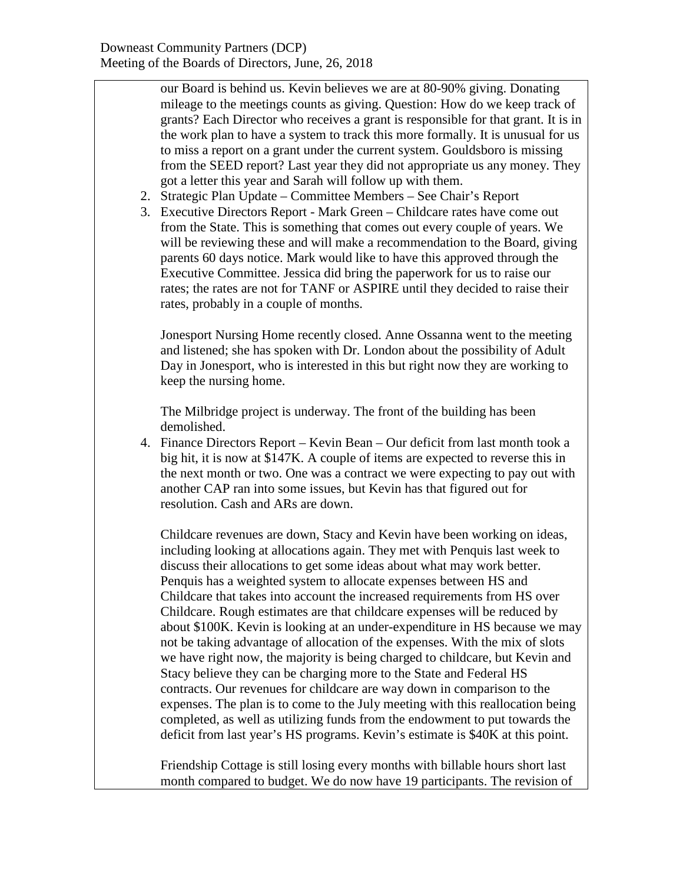our Board is behind us. Kevin believes we are at 80-90% giving. Donating mileage to the meetings counts as giving. Question: How do we keep track of grants? Each Director who receives a grant is responsible for that grant. It is in the work plan to have a system to track this more formally. It is unusual for us to miss a report on a grant under the current system. Gouldsboro is missing from the SEED report? Last year they did not appropriate us any money. They got a letter this year and Sarah will follow up with them.

2. Strategic Plan Update – Committee Members – See Chair's Report
3. Executive Directors Report - Mark Green – Childcare rates have come out from the State. This is something that comes out every couple of years. We will be reviewing these and will make a recommendation to the Board, giving parents 60 days notice. Mark would like to have this approved through the Executive Committee. Jessica did bring the paperwork for us to raise our rates; the rates are not for TANF or ASPIRE until they decided to raise their rates, probably in a couple of months.

   Jonesport Nursing Home recently closed. Anne Ossanna went to the meeting and listened; she has spoken with Dr. London about the possibility of Adult Day in Jonesport, who is interested in this but right now they are working to keep the nursing home.

   The Milbridge project is underway. The front of the building has been demolished.
4. Finance Directors Report – Kevin Bean – Our deficit from last month took a big hit, it is now at $147K. A couple of items are expected to reverse this in the next month or two. One was a contract we were expecting to pay out with another CAP ran into some issues, but Kevin has that figured out for resolution. Cash and ARs are down.

   Childcare revenues are down, Stacy and Kevin have been working on ideas, including looking at allocations again. They met with Penquis last week to discuss their allocations to get some ideas about what may work better. Penquis has a weighted system to allocate expenses between HS and Childcare that takes into account the increased requirements from HS over Childcare. Rough estimates are that childcare expenses will be reduced by about $100K. Kevin is looking at an under-expenditure in HS because we may not be taking advantage of allocation of the expenses. With the mix of slots we have right now, the majority is being charged to childcare, but Kevin and Stacy believe they can be charging more to the State and Federal HS contracts. Our revenues for childcare are way down in comparison to the expenses. The plan is to come to the July meeting with this reallocation being completed, as well as utilizing funds from the endowment to put towards the deficit from last year's HS programs. Kevin's estimate is $40K at this point.

   Friendship Cottage is still losing every months with billable hours short last month compared to budget. We do now have 19 participants. The revision of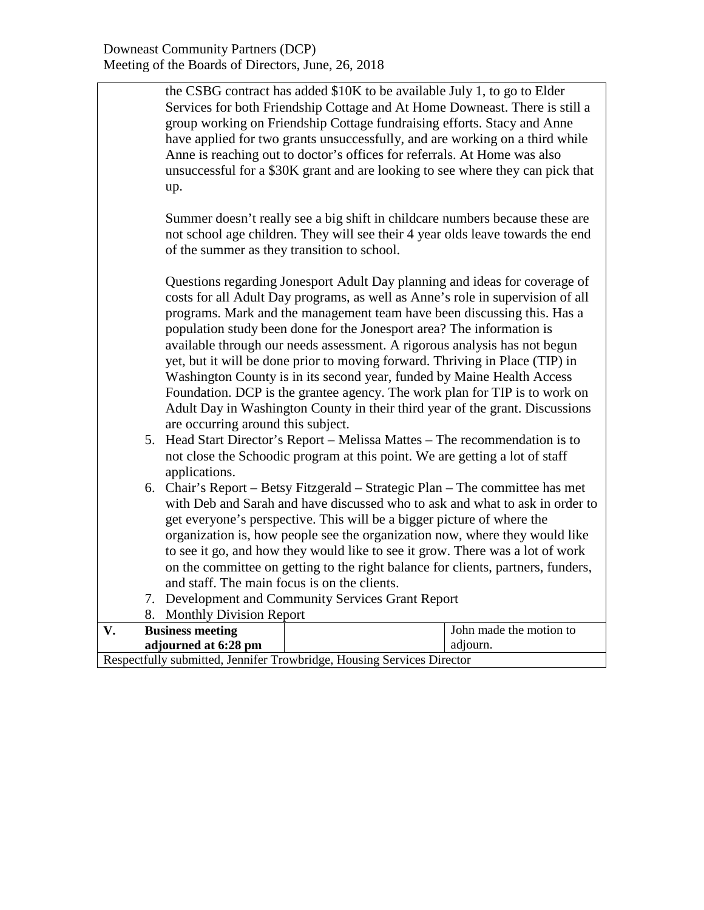Downeast Community Partners (DCP)
Meeting of the Boards of Directors, June, 26, 2018

the CSBG contract has added $10K to be available July 1, to go to Elder Services for both Friendship Cottage and At Home Downeast. There is still a group working on Friendship Cottage fundraising efforts. Stacy and Anne have applied for two grants unsuccessfully, and are working on a third while Anne is reaching out to doctor's offices for referrals. At Home was also unsuccessful for a $30K grant and are looking to see where they can pick that up.

Summer doesn't really see a big shift in childcare numbers because these are not school age children. They will see their 4 year olds leave towards the end of the summer as they transition to school.

Questions regarding Jonesport Adult Day planning and ideas for coverage of costs for all Adult Day programs, as well as Anne's role in supervision of all programs. Mark and the management team have been discussing this. Has a population study been done for the Jonesport area? The information is available through our needs assessment. A rigorous analysis has not begun yet, but it will be done prior to moving forward. Thriving in Place (TIP) in Washington County is in its second year, funded by Maine Health Access Foundation. DCP is the grantee agency. The work plan for TIP is to work on Adult Day in Washington County in their third year of the grant. Discussions are occurring around this subject.

5. Head Start Director's Report – Melissa Mattes – The recommendation is to not close the Schoodic program at this point. We are getting a lot of staff applications.
6. Chair's Report – Betsy Fitzgerald – Strategic Plan – The committee has met with Deb and Sarah and have discussed who to ask and what to ask in order to get everyone's perspective. This will be a bigger picture of where the organization is, how people see the organization now, where they would like to see it go, and how they would like to see it grow. There was a lot of work on the committee on getting to the right balance for clients, partners, funders, and staff. The main focus is on the clients.
7. Development and Community Services Grant Report
8. Monthly Division Report

| | | |
|---|---|---|
| **V. Business meeting adjourned at 6:28 pm** | | John made the motion to adjourn. |

Respectfully submitted, Jennifer Trowbridge, Housing Services Director